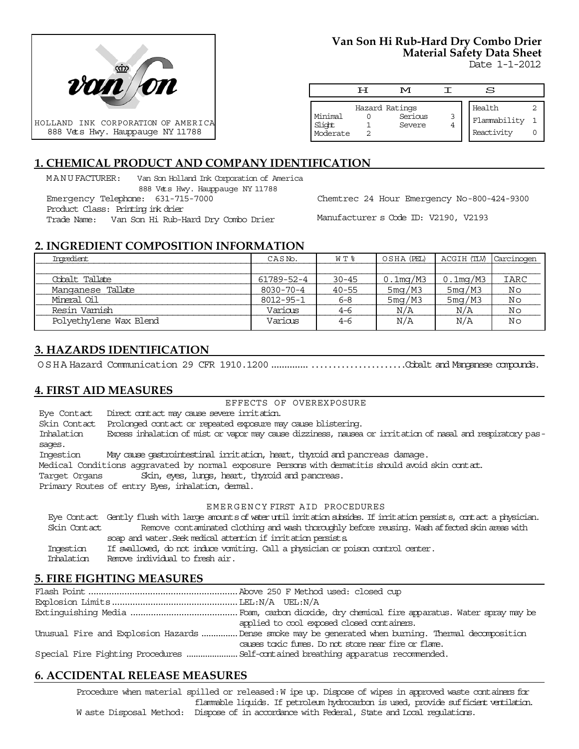HOLLAND INK CORPORATION OF AMERICA
888 Vets Hwy. Hauppauge NY 11788

# Van Son Hi Rub-Hard Dry Combo Drier
## Material Safety Data Sheet

Date 1-1-2012

| H | M | I | S |
|---|---|---|---|

| Hazard Ratings | | | |
|---|---|---|---|
| Minimal | 0 | Serious | 3 |
| Slight | 1 | Severe | 4 |
| Moderate | 2 | | |

| | |
|---|---|
| Health | 2 |
| Flammability | 1 |
| Reactivity | 0 |

## 1. CHEMICAL PRODUCT AND COMPANY IDENTIFICATION

MANUFACTURER: Van Son Holland Ink Corporation of America
888 Vets Hwy. Hauppauge NY 11788

Emergency Telephone: 631-715-7000

Chemtrec 24 Hour Emergency No-800-424-9300

Product Class: Printing ink drier

Trade Name: Van Son Hi Rub-Hard Dry Combo Drier

Manufacturer s Code ID: V2190, V2193

## 2. INGREDIENT COMPOSITION INFORMATION

| Ingredient | CAS No. | WT % | OSHA (PEL) | ACGIH (TLV) | Carcinogen |
|---|---|---|---|---|---|
| Cobalt Tallate | 61789-52-4 | 30-45 | 0.1mg/M3 | 0.1mg/M3 | IARC |
| Manganese Tallate | 8030-70-4 | 40-55 | 5mg/M3 | 5mg/M3 | No |
| Mineral Oil | 8012-95-1 | 6-8 | 5mg/M3 | 5mg/M3 | No |
| Resin Varnish | Various | 4-6 | N/A | N/A | No |
| Polyethylene Wax Blend | Various | 4-6 | N/A | N/A | No |

## 3. HAZARDS IDENTIFICATION

OSHA Hazard Communication 29 CFR 1910.1200 ..................................Cobalt and Manganese compounds.

## 4. FIRST AID MEASURES

EFFECTS OF OVEREXPOSURE

Eye Contact Direct contact may cause severe irritation.

Skin Contact Prolonged contact or repeated exposure may cause blistering.

Inhalation Excess inhalation of mist or vapor may cause dizziness, nausea or irritation of nasal and respiratory passages.

Ingestion May cause gastrointestinal irritation, heart, thyroid and pancreas damage.

Medical Conditions aggravated by normal exposure Persons with dermatitis should avoid skin contact.

Target Organs Skin, eyes, lungs, heart, thyroid and pancreas.

Primary Routes of entry Eyes, inhalation, dermal.

EMERGENCY FIRST AID PROCEDURES

Eye Contact Gently flush with large amounts of water until irritation subsides. If irritation persists, contact a physician.

Skin Contact Remove contaminated clothing and wash thoroughly before reusing. Wash affected skin areas with soap and water. Seek medical attention if irritation persists.

Ingestion If swallowed, do not induce vomiting. Call a physician or poison control center.

Inhalation Remove individual to fresh air.

## 5. FIRE FIGHTING MEASURES

Flash Point .......................................................... Above 250 F Method used: closed cup

Explosion Limits ................................................. LEL:N/A UEL:N/A

Extinguishing Media ........................................... Foam, carbon dioxide, dry chemical fire apparatus. Water spray may be applied to cool exposed closed containers.

Unusual Fire and Explosion Hazards .............. Dense smoke may be generated when burning. Thermal decomposition causes toxic fumes. Do not store near fire or flame.

Special Fire Fighting Procedures ...................... Self-contained breathing apparatus recommended.

## 6. ACCIDENTAL RELEASE MEASURES

Procedure when material spilled or released: Wipe up. Dispose of wipes in approved waste containers for flammable liquids. If petroleum hydrocarbon is used, provide sufficient ventilation.

Waste Disposal Method: Dispose of in accordance with Federal, State and Local regulations.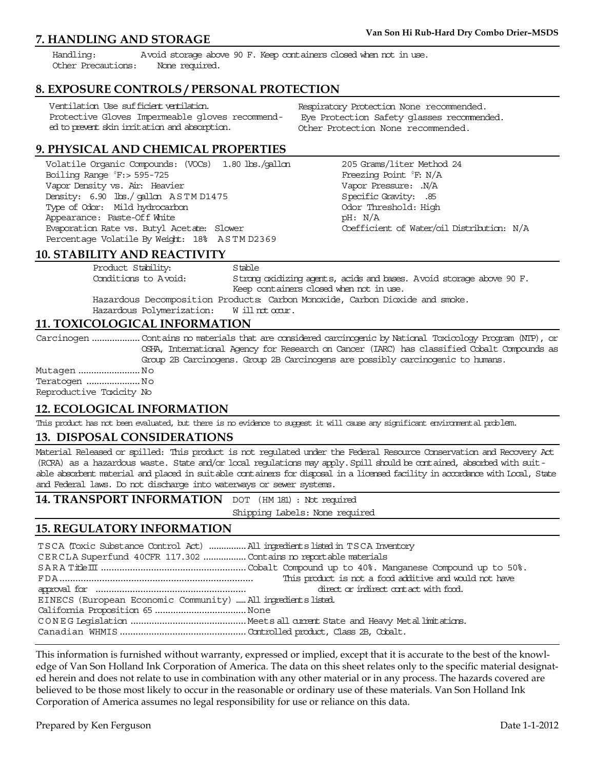## 7. HANDLING AND STORAGE

Handling: Avoid storage above 90 F. Keep containers closed when not in use.
Other Precautions: None required.

## 8. EXPOSURE CONTROLS / PERSONAL PROTECTION

Ventilation Use sufficient ventilation.
Protective Gloves Impermeable gloves recommended to prevent skin irritation and absorption.

Respiratory Protection None recommended.
Eye Protection Safety glasses recommended.
Other Protection None recommended.

## 9. PHYSICAL AND CHEMICAL PROPERTIES

Volatile Organic Compounds: (VOCs) 1.80 lbs./gallon
Boiling Range °F:> 595-725
Vapor Density vs. Air: Heavier
Density: 6.90 lbs./ gallon ASTM D1475
Type of Odor: Mild hydrocarbon
Appearance: Paste-Off White
Evaporation Rate vs. Butyl Acetate: Slower
Percentage Volatile By Weight: 18% ASTM D2369

205 Grams/liter Method 24
Freezing Point °F: N/A
Vapor Pressure: .N/A
Specific Gravity: .85
Odor Threshold: High
pH: N/A
Coefficient of Water/oil Distribution: N/A

## 10. STABILITY AND REACTIVITY

Product Stability: Stable
Conditions to Avoid: Strong oxidizing agents, acids and bases. Avoid storage above 90 F. Keep containers closed when not in use.
Hazardous Decomposition Products: Carbon Monoxide, Carbon Dioxide and smoke.
Hazardous Polymerization: Will not occur.

## 11. TOXICOLOGICAL INFORMATION

Carcinogen .................. Contains no materials that are considered carcinogenic by National Toxicology Program (NTP), or OSHA, International Agency for Research on Cancer (IARC) has classified Cobalt Compounds as Group 2B Carcinogens. Group 2B Carcinogens are possibly carcinogenic to humans.
Mutagen ........................ No
Teratogen .................... No
Reproductive Toxicity No

## 12. ECOLOGICAL INFORMATION

This product has not been evaluated, but there is no evidence to suggest it will cause any significant environmental problem.

## 13. DISPOSAL CONSIDERATIONS

Material Released or spilled: This product is not regulated under the Federal Resource Conservation and Recovery Act (RCRA) as a hazardous waste. State and/or local regulations may apply. Spill should be contained, absorbed with suitable absorbent material and placed in suitable containers for disposal in a licensed facility in accordance with Local, State and Federal laws. Do not discharge into waterways or sewer systems.

## 14. TRANSPORT INFORMATION

DOT (HM 181) : Not required
Shipping Labels: None required

## 15. REGULATORY INFORMATION

TSCA (Toxic Substance Control Act) .............. All ingredients listed in TSCA Inventory
CERCLA Superfund 40CFR 117.302 ................ Contains no reportable materials
SARA Title III ...................................................... Cobalt Compound up to 40%. Manganese Compound up to 50%.
FDA ........................................................................ This product is not a food additive and would not have approval for ........................................................ direct or indirect contact with food.
EINECS (European Economic Community) ..... All ingredients listed.
California Proposition 65 .................................. None
CONEG Legislation ........................................... Meets all current State and Heavy Metal limitations.
Canadian WHMIS ............................................... Controlled product, Class 2B, Cobalt.

This information is furnished without warranty, expressed or implied, except that it is accurate to the best of the knowledge of Van Son Holland Ink Corporation of America. The data on this sheet relates only to the specific material designated herein and does not relate to use in combination with any other material or in any process. The hazards covered are believed to be those most likely to occur in the reasonable or ordinary use of these materials. Van Son Holland Ink Corporation of America assumes no legal responsibility for use or reliance on this data.

Prepared by Ken Ferguson

Date 1-1-2012